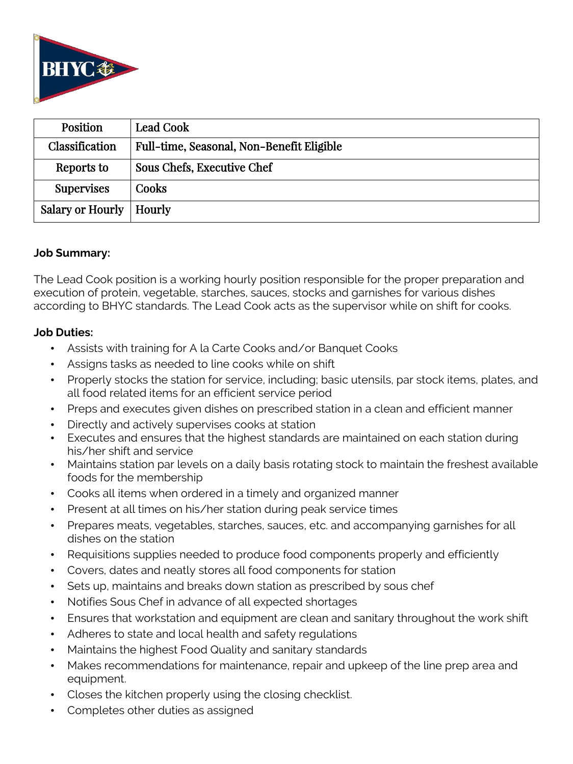| Position | Lead Cook |
| --- | --- |
| Classification | Full-time, Seasonal, Non-Benefit Eligible |
| Reports to | Sous Chefs, Executive Chef |
| Supervises | Cooks |
| Salary or Hourly | Hourly |

**Job Summary:**

The Lead Cook position is a working hourly position responsible for the proper preparation and execution of protein, vegetable, starches, sauces, stocks and garnishes for various dishes according to BHYC standards. The Lead Cook acts as the supervisor while on shift for cooks.

**Job Duties:**

- Assists with training for A la Carte Cooks and/or Banquet Cooks
- Assigns tasks as needed to line cooks while on shift
- Properly stocks the station for service, including; basic utensils, par stock items, plates, and all food related items for an efficient service period
- Preps and executes given dishes on prescribed station in a clean and efficient manner
- Directly and actively supervises cooks at station
- Executes and ensures that the highest standards are maintained on each station during his/her shift and service
- Maintains station par levels on a daily basis rotating stock to maintain the freshest available foods for the membership
- Cooks all items when ordered in a timely and organized manner
- Present at all times on his/her station during peak service times
- Prepares meats, vegetables, starches, sauces, etc. and accompanying garnishes for all dishes on the station
- Requisitions supplies needed to produce food components properly and efficiently
- Covers, dates and neatly stores all food components for station
- Sets up, maintains and breaks down station as prescribed by sous chef
- Notifies Sous Chef in advance of all expected shortages
- Ensures that workstation and equipment are clean and sanitary throughout the work shift
- Adheres to state and local health and safety regulations
- Maintains the highest Food Quality and sanitary standards
- Makes recommendations for maintenance, repair and upkeep of the line prep area and equipment.
- Closes the kitchen properly using the closing checklist.
- Completes other duties as assigned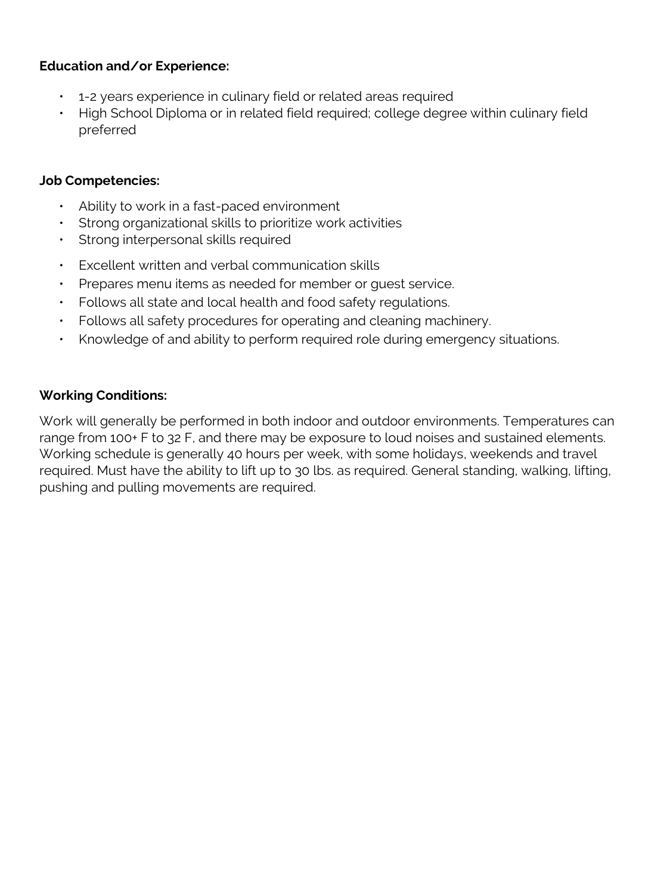**Education and/or Experience:**

- 1-2 years experience in culinary field or related areas required
- High School Diploma or in related field required; college degree within culinary field preferred

**Job Competencies:**

- Ability to work in a fast-paced environment
- Strong organizational skills to prioritize work activities
- Strong interpersonal skills required
- Excellent written and verbal communication skills
- Prepares menu items as needed for member or guest service.
- Follows all state and local health and food safety regulations.
- Follows all safety procedures for operating and cleaning machinery.
- Knowledge of and ability to perform required role during emergency situations.

**Working Conditions:**

Work will generally be performed in both indoor and outdoor environments. Temperatures can range from 100+ F to 32 F, and there may be exposure to loud noises and sustained elements. Working schedule is generally 40 hours per week, with some holidays, weekends and travel required. Must have the ability to lift up to 30 lbs. as required. General standing, walking, lifting, pushing and pulling movements are required.